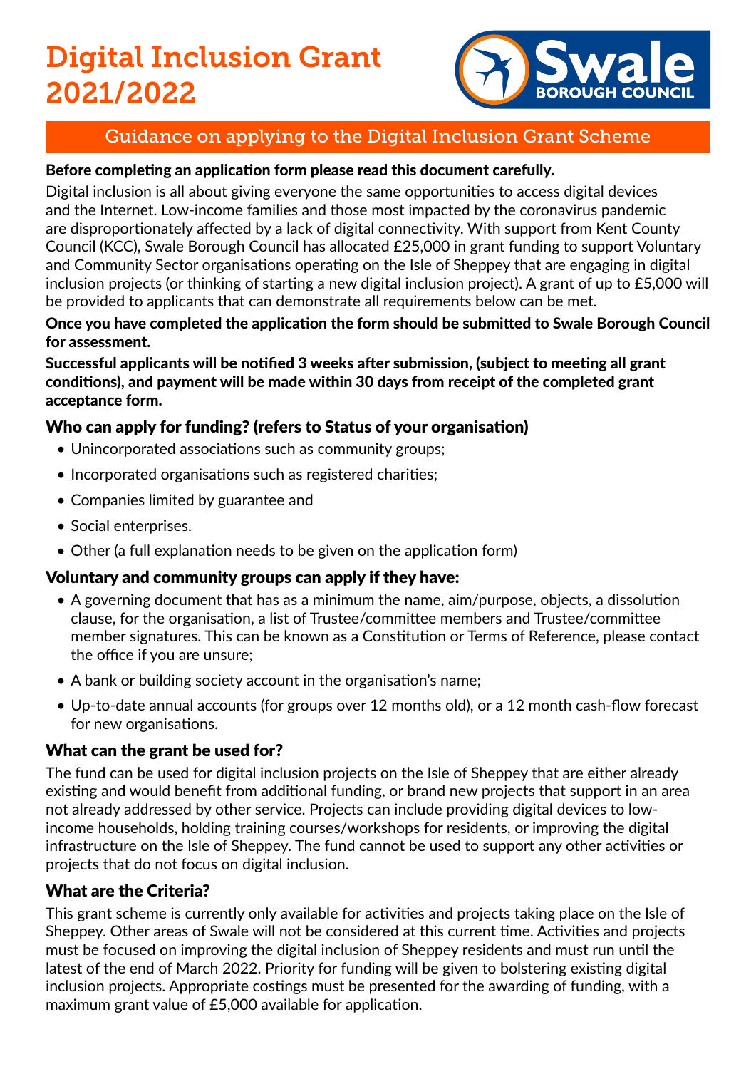# Digital Inclusion Grant 2021/2022

## Guidance on applying to the Digital Inclusion Grant Scheme

**Before completing an application form please read this document carefully.**

Digital inclusion is all about giving everyone the same opportunities to access digital devices and the Internet. Low-income families and those most impacted by the coronavirus pandemic are disproportionately affected by a lack of digital connectivity. With support from Kent County Council (KCC), Swale Borough Council has allocated £25,000 in grant funding to support Voluntary and Community Sector organisations operating on the Isle of Sheppey that are engaging in digital inclusion projects (or thinking of starting a new digital inclusion project). A grant of up to £5,000 will be provided to applicants that can demonstrate all requirements below can be met.

**Once you have completed the application the form should be submitted to Swale Borough Council for assessment.**

**Successful applicants will be notified 3 weeks after submission, (subject to meeting all grant conditions), and payment will be made within 30 days from receipt of the completed grant acceptance form.**

### Who can apply for funding? (refers to Status of your organisation)

- Unincorporated associations such as community groups;
- Incorporated organisations such as registered charities;
- Companies limited by guarantee and
- Social enterprises.
- Other (a full explanation needs to be given on the application form)

### Voluntary and community groups can apply if they have:

- A governing document that has as a minimum the name, aim/purpose, objects, a dissolution clause, for the organisation, a list of Trustee/committee members and Trustee/committee member signatures. This can be known as a Constitution or Terms of Reference, please contact the office if you are unsure;
- A bank or building society account in the organisation's name;
- Up-to-date annual accounts (for groups over 12 months old), or a 12 month cash-flow forecast for new organisations.

### What can the grant be used for?

The fund can be used for digital inclusion projects on the Isle of Sheppey that are either already existing and would benefit from additional funding, or brand new projects that support in an area not already addressed by other service. Projects can include providing digital devices to low-income households, holding training courses/workshops for residents, or improving the digital infrastructure on the Isle of Sheppey. The fund cannot be used to support any other activities or projects that do not focus on digital inclusion.

### What are the Criteria?

This grant scheme is currently only available for activities and projects taking place on the Isle of Sheppey. Other areas of Swale will not be considered at this current time. Activities and projects must be focused on improving the digital inclusion of Sheppey residents and must run until the latest of the end of March 2022. Priority for funding will be given to bolstering existing digital inclusion projects. Appropriate costings must be presented for the awarding of funding, with a maximum grant value of £5,000 available for application.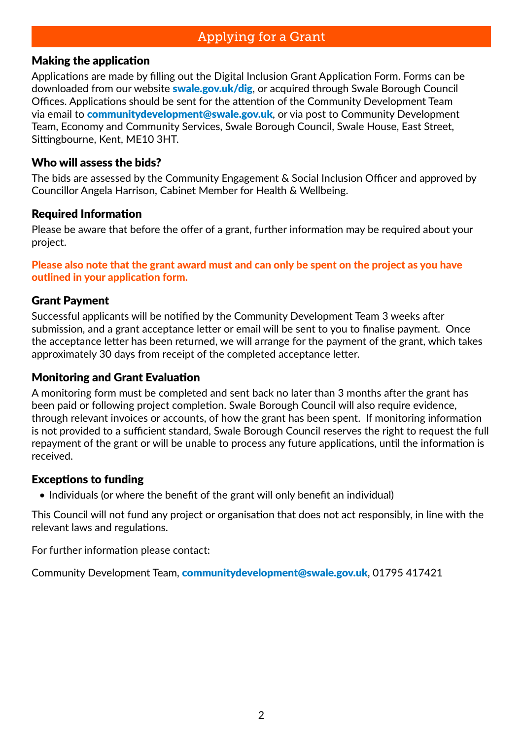## Applying for a Grant

### Making the application

Applications are made by filling out the Digital Inclusion Grant Application Form. Forms can be downloaded from our website **swale.gov.uk/dig**, or acquired through Swale Borough Council Offices. Applications should be sent for the attention of the Community Development Team via email to **communitydevelopment@swale.gov.uk**, or via post to Community Development Team, Economy and Community Services, Swale Borough Council, Swale House, East Street, Sittingbourne, Kent, ME10 3HT.

### Who will assess the bids?

The bids are assessed by the Community Engagement & Social Inclusion Officer and approved by Councillor Angela Harrison, Cabinet Member for Health & Wellbeing.

### Required Information

Please be aware that before the offer of a grant, further information may be required about your project.

**Please also note that the grant award must and can only be spent on the project as you have outlined in your application form.**

### Grant Payment

Successful applicants will be notified by the Community Development Team 3 weeks after submission, and a grant acceptance letter or email will be sent to you to finalise payment. Once the acceptance letter has been returned, we will arrange for the payment of the grant, which takes approximately 30 days from receipt of the completed acceptance letter.

### Monitoring and Grant Evaluation

A monitoring form must be completed and sent back no later than 3 months after the grant has been paid or following project completion. Swale Borough Council will also require evidence, through relevant invoices or accounts, of how the grant has been spent. If monitoring information is not provided to a sufficient standard, Swale Borough Council reserves the right to request the full repayment of the grant or will be unable to process any future applications, until the information is received.

### Exceptions to funding

- Individuals (or where the benefit of the grant will only benefit an individual)

This Council will not fund any project or organisation that does not act responsibly, in line with the relevant laws and regulations.

For further information please contact:

Community Development Team, **communitydevelopment@swale.gov.uk**, 01795 417421